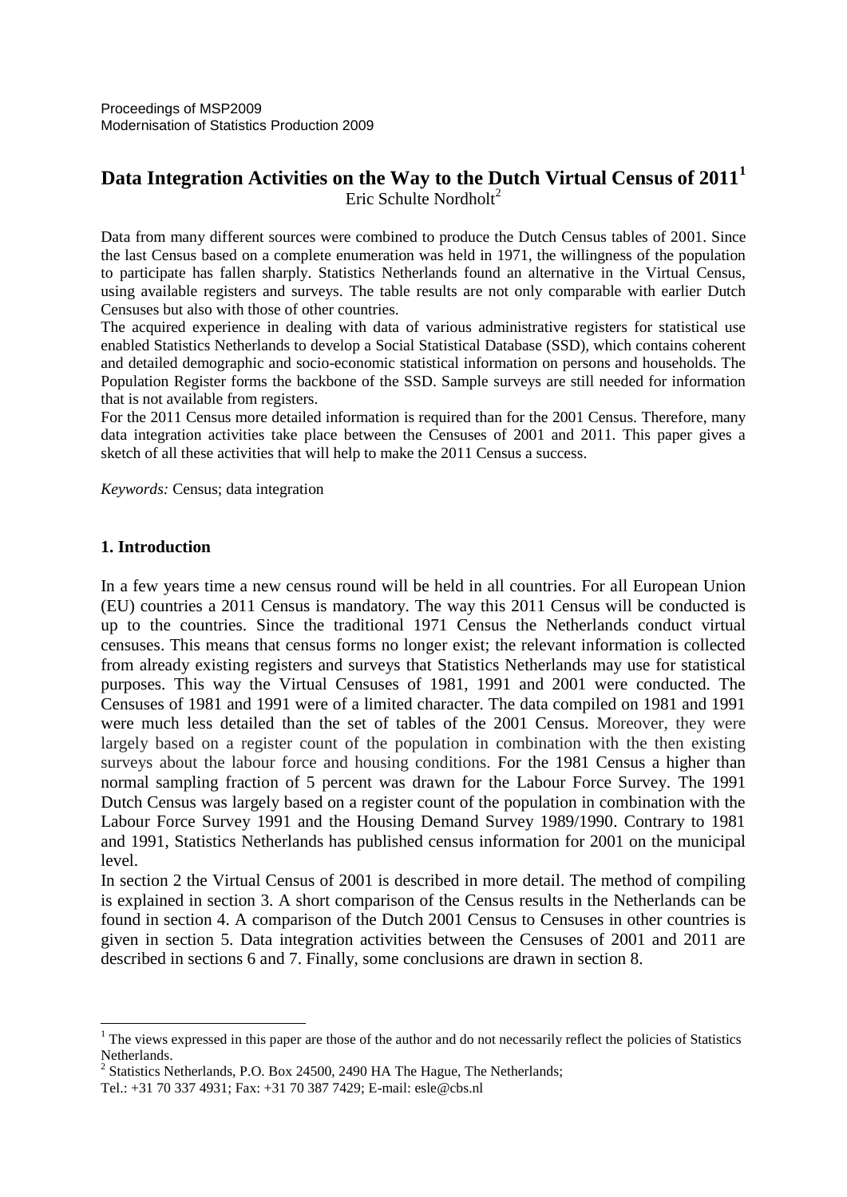Proceedings of MSP2009
Modernisation of Statistics Production 2009

# Data Integration Activities on the Way to the Dutch Virtual Census of 2011[1]

Eric Schulte Nordholt[2]

Data from many different sources were combined to produce the Dutch Census tables of 2001. Since the last Census based on a complete enumeration was held in 1971, the willingness of the population to participate has fallen sharply. Statistics Netherlands found an alternative in the Virtual Census, using available registers and surveys. The table results are not only comparable with earlier Dutch Censuses but also with those of other countries.

The acquired experience in dealing with data of various administrative registers for statistical use enabled Statistics Netherlands to develop a Social Statistical Database (SSD), which contains coherent and detailed demographic and socio-economic statistical information on persons and households. The Population Register forms the backbone of the SSD. Sample surveys are still needed for information that is not available from registers.

For the 2011 Census more detailed information is required than for the 2001 Census. Therefore, many data integration activities take place between the Censuses of 2001 and 2011. This paper gives a sketch of all these activities that will help to make the 2011 Census a success.

*Keywords:* Census; data integration

## 1. Introduction

In a few years time a new census round will be held in all countries. For all European Union (EU) countries a 2011 Census is mandatory. The way this 2011 Census will be conducted is up to the countries. Since the traditional 1971 Census the Netherlands conduct virtual censuses. This means that census forms no longer exist; the relevant information is collected from already existing registers and surveys that Statistics Netherlands may use for statistical purposes. This way the Virtual Censuses of 1981, 1991 and 2001 were conducted. The Censuses of 1981 and 1991 were of a limited character. The data compiled on 1981 and 1991 were much less detailed than the set of tables of the 2001 Census. Moreover, they were largely based on a register count of the population in combination with the then existing surveys about the labour force and housing conditions. For the 1981 Census a higher than normal sampling fraction of 5 percent was drawn for the Labour Force Survey. The 1991 Dutch Census was largely based on a register count of the population in combination with the Labour Force Survey 1991 and the Housing Demand Survey 1989/1990. Contrary to 1981 and 1991, Statistics Netherlands has published census information for 2001 on the municipal level.

In section 2 the Virtual Census of 2001 is described in more detail. The method of compiling is explained in section 3. A short comparison of the Census results in the Netherlands can be found in section 4. A comparison of the Dutch 2001 Census to Censuses in other countries is given in section 5. Data integration activities between the Censuses of 2001 and 2011 are described in sections 6 and 7. Finally, some conclusions are drawn in section 8.

---

[1] The views expressed in this paper are those of the author and do not necessarily reflect the policies of Statistics Netherlands.

[2] Statistics Netherlands, P.O. Box 24500, 2490 HA The Hague, The Netherlands;
Tel.: +31 70 337 4931; Fax: +31 70 387 7429; E-mail: esle@cbs.nl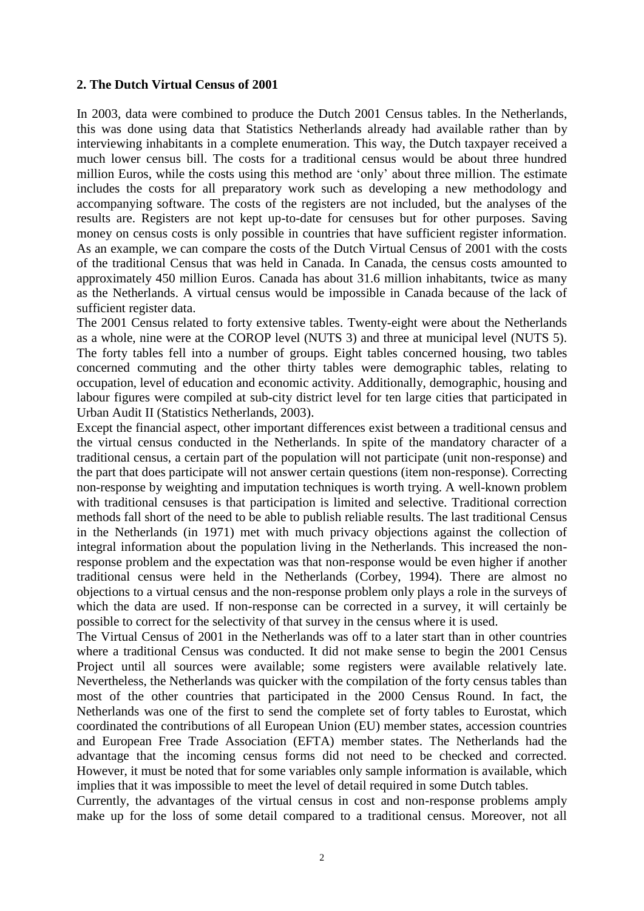## 2. The Dutch Virtual Census of 2001

In 2003, data were combined to produce the Dutch 2001 Census tables. In the Netherlands, this was done using data that Statistics Netherlands already had available rather than by interviewing inhabitants in a complete enumeration. This way, the Dutch taxpayer received a much lower census bill. The costs for a traditional census would be about three hundred million Euros, while the costs using this method are 'only' about three million. The estimate includes the costs for all preparatory work such as developing a new methodology and accompanying software. The costs of the registers are not included, but the analyses of the results are. Registers are not kept up-to-date for censuses but for other purposes. Saving money on census costs is only possible in countries that have sufficient register information. As an example, we can compare the costs of the Dutch Virtual Census of 2001 with the costs of the traditional Census that was held in Canada. In Canada, the census costs amounted to approximately 450 million Euros. Canada has about 31.6 million inhabitants, twice as many as the Netherlands. A virtual census would be impossible in Canada because of the lack of sufficient register data.

The 2001 Census related to forty extensive tables. Twenty-eight were about the Netherlands as a whole, nine were at the COROP level (NUTS 3) and three at municipal level (NUTS 5). The forty tables fell into a number of groups. Eight tables concerned housing, two tables concerned commuting and the other thirty tables were demographic tables, relating to occupation, level of education and economic activity. Additionally, demographic, housing and labour figures were compiled at sub-city district level for ten large cities that participated in Urban Audit II (Statistics Netherlands, 2003).

Except the financial aspect, other important differences exist between a traditional census and the virtual census conducted in the Netherlands. In spite of the mandatory character of a traditional census, a certain part of the population will not participate (unit non-response) and the part that does participate will not answer certain questions (item non-response). Correcting non-response by weighting and imputation techniques is worth trying. A well-known problem with traditional censuses is that participation is limited and selective. Traditional correction methods fall short of the need to be able to publish reliable results. The last traditional Census in the Netherlands (in 1971) met with much privacy objections against the collection of integral information about the population living in the Netherlands. This increased the non-response problem and the expectation was that non-response would be even higher if another traditional census were held in the Netherlands (Corbey, 1994). There are almost no objections to a virtual census and the non-response problem only plays a role in the surveys of which the data are used. If non-response can be corrected in a survey, it will certainly be possible to correct for the selectivity of that survey in the census where it is used.

The Virtual Census of 2001 in the Netherlands was off to a later start than in other countries where a traditional Census was conducted. It did not make sense to begin the 2001 Census Project until all sources were available; some registers were available relatively late. Nevertheless, the Netherlands was quicker with the compilation of the forty census tables than most of the other countries that participated in the 2000 Census Round. In fact, the Netherlands was one of the first to send the complete set of forty tables to Eurostat, which coordinated the contributions of all European Union (EU) member states, accession countries and European Free Trade Association (EFTA) member states. The Netherlands had the advantage that the incoming census forms did not need to be checked and corrected. However, it must be noted that for some variables only sample information is available, which implies that it was impossible to meet the level of detail required in some Dutch tables.

Currently, the advantages of the virtual census in cost and non-response problems amply make up for the loss of some detail compared to a traditional census. Moreover, not all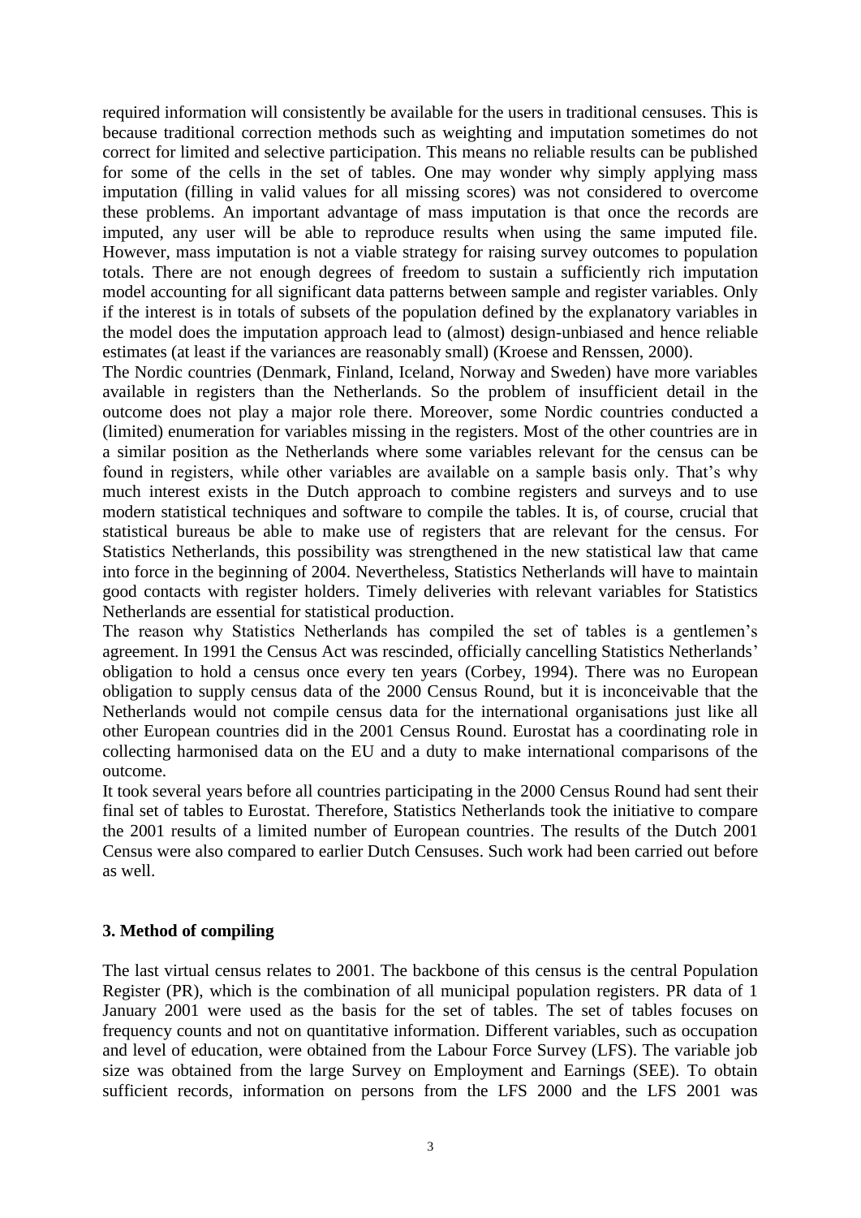required information will consistently be available for the users in traditional censuses. This is because traditional correction methods such as weighting and imputation sometimes do not correct for limited and selective participation. This means no reliable results can be published for some of the cells in the set of tables. One may wonder why simply applying mass imputation (filling in valid values for all missing scores) was not considered to overcome these problems. An important advantage of mass imputation is that once the records are imputed, any user will be able to reproduce results when using the same imputed file. However, mass imputation is not a viable strategy for raising survey outcomes to population totals. There are not enough degrees of freedom to sustain a sufficiently rich imputation model accounting for all significant data patterns between sample and register variables. Only if the interest is in totals of subsets of the population defined by the explanatory variables in the model does the imputation approach lead to (almost) design-unbiased and hence reliable estimates (at least if the variances are reasonably small) (Kroese and Renssen, 2000).

The Nordic countries (Denmark, Finland, Iceland, Norway and Sweden) have more variables available in registers than the Netherlands. So the problem of insufficient detail in the outcome does not play a major role there. Moreover, some Nordic countries conducted a (limited) enumeration for variables missing in the registers. Most of the other countries are in a similar position as the Netherlands where some variables relevant for the census can be found in registers, while other variables are available on a sample basis only. That's why much interest exists in the Dutch approach to combine registers and surveys and to use modern statistical techniques and software to compile the tables. It is, of course, crucial that statistical bureaus be able to make use of registers that are relevant for the census. For Statistics Netherlands, this possibility was strengthened in the new statistical law that came into force in the beginning of 2004. Nevertheless, Statistics Netherlands will have to maintain good contacts with register holders. Timely deliveries with relevant variables for Statistics Netherlands are essential for statistical production.

The reason why Statistics Netherlands has compiled the set of tables is a gentlemen's agreement. In 1991 the Census Act was rescinded, officially cancelling Statistics Netherlands' obligation to hold a census once every ten years (Corbey, 1994). There was no European obligation to supply census data of the 2000 Census Round, but it is inconceivable that the Netherlands would not compile census data for the international organisations just like all other European countries did in the 2001 Census Round. Eurostat has a coordinating role in collecting harmonised data on the EU and a duty to make international comparisons of the outcome.

It took several years before all countries participating in the 2000 Census Round had sent their final set of tables to Eurostat. Therefore, Statistics Netherlands took the initiative to compare the 2001 results of a limited number of European countries. The results of the Dutch 2001 Census were also compared to earlier Dutch Censuses. Such work had been carried out before as well.

## 3. Method of compiling

The last virtual census relates to 2001. The backbone of this census is the central Population Register (PR), which is the combination of all municipal population registers. PR data of 1 January 2001 were used as the basis for the set of tables. The set of tables focuses on frequency counts and not on quantitative information. Different variables, such as occupation and level of education, were obtained from the Labour Force Survey (LFS). The variable job size was obtained from the large Survey on Employment and Earnings (SEE). To obtain sufficient records, information on persons from the LFS 2000 and the LFS 2001 was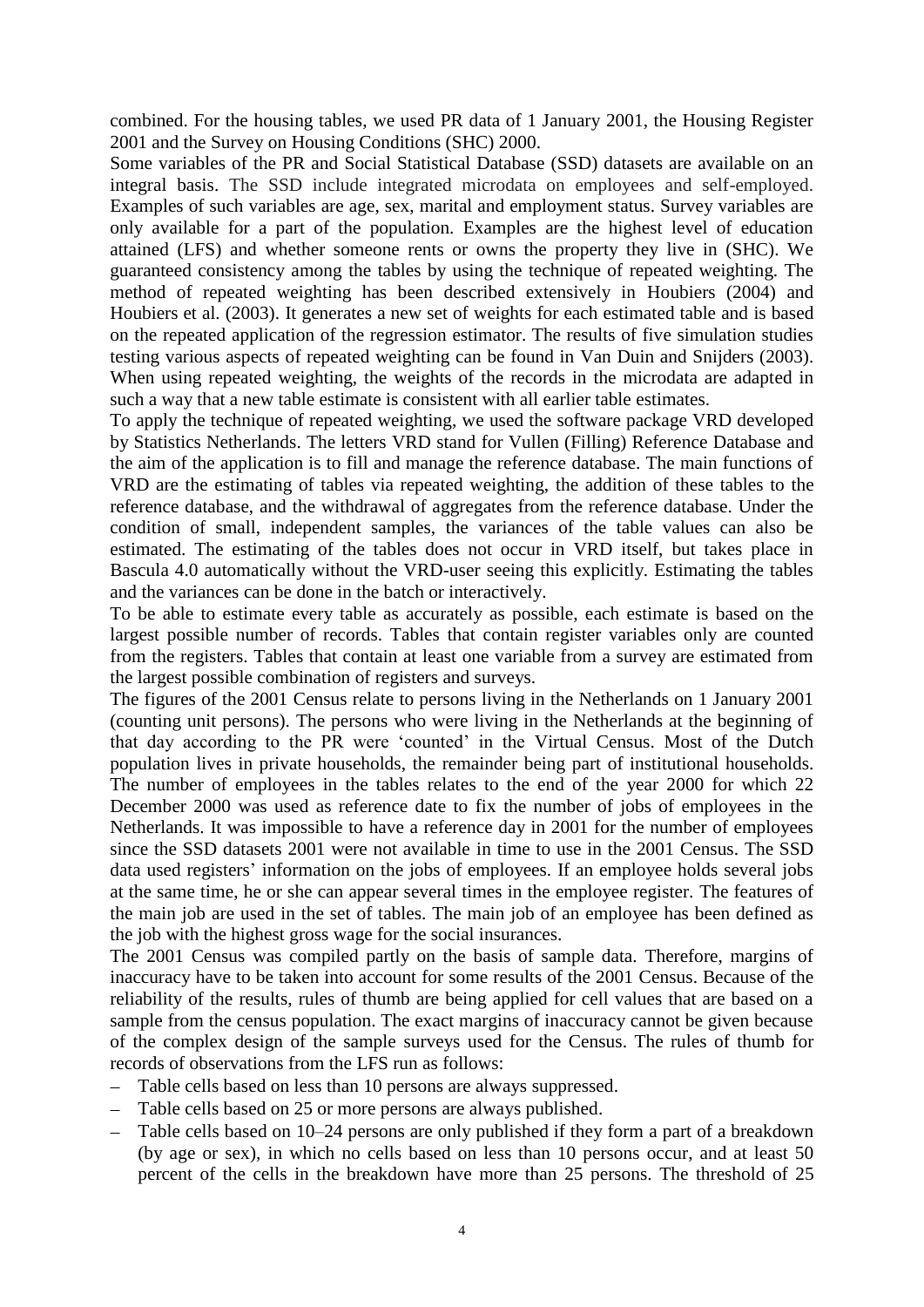combined. For the housing tables, we used PR data of 1 January 2001, the Housing Register 2001 and the Survey on Housing Conditions (SHC) 2000.

Some variables of the PR and Social Statistical Database (SSD) datasets are available on an integral basis. The SSD include integrated microdata on employees and self-employed. Examples of such variables are age, sex, marital and employment status. Survey variables are only available for a part of the population. Examples are the highest level of education attained (LFS) and whether someone rents or owns the property they live in (SHC). We guaranteed consistency among the tables by using the technique of repeated weighting. The method of repeated weighting has been described extensively in Houbiers (2004) and Houbiers et al. (2003). It generates a new set of weights for each estimated table and is based on the repeated application of the regression estimator. The results of five simulation studies testing various aspects of repeated weighting can be found in Van Duin and Snijders (2003). When using repeated weighting, the weights of the records in the microdata are adapted in such a way that a new table estimate is consistent with all earlier table estimates.

To apply the technique of repeated weighting, we used the software package VRD developed by Statistics Netherlands. The letters VRD stand for Vullen (Filling) Reference Database and the aim of the application is to fill and manage the reference database. The main functions of VRD are the estimating of tables via repeated weighting, the addition of these tables to the reference database, and the withdrawal of aggregates from the reference database. Under the condition of small, independent samples, the variances of the table values can also be estimated. The estimating of the tables does not occur in VRD itself, but takes place in Bascula 4.0 automatically without the VRD-user seeing this explicitly. Estimating the tables and the variances can be done in the batch or interactively.

To be able to estimate every table as accurately as possible, each estimate is based on the largest possible number of records. Tables that contain register variables only are counted from the registers. Tables that contain at least one variable from a survey are estimated from the largest possible combination of registers and surveys.

The figures of the 2001 Census relate to persons living in the Netherlands on 1 January 2001 (counting unit persons). The persons who were living in the Netherlands at the beginning of that day according to the PR were 'counted' in the Virtual Census. Most of the Dutch population lives in private households, the remainder being part of institutional households. The number of employees in the tables relates to the end of the year 2000 for which 22 December 2000 was used as reference date to fix the number of jobs of employees in the Netherlands. It was impossible to have a reference day in 2001 for the number of employees since the SSD datasets 2001 were not available in time to use in the 2001 Census. The SSD data used registers' information on the jobs of employees. If an employee holds several jobs at the same time, he or she can appear several times in the employee register. The features of the main job are used in the set of tables. The main job of an employee has been defined as the job with the highest gross wage for the social insurances.

The 2001 Census was compiled partly on the basis of sample data. Therefore, margins of inaccuracy have to be taken into account for some results of the 2001 Census. Because of the reliability of the results, rules of thumb are being applied for cell values that are based on a sample from the census population. The exact margins of inaccuracy cannot be given because of the complex design of the sample surveys used for the Census. The rules of thumb for records of observations from the LFS run as follows:

- Table cells based on less than 10 persons are always suppressed.
- Table cells based on 25 or more persons are always published.
- Table cells based on 10–24 persons are only published if they form a part of a breakdown (by age or sex), in which no cells based on less than 10 persons occur, and at least 50 percent of the cells in the breakdown have more than 25 persons. The threshold of 25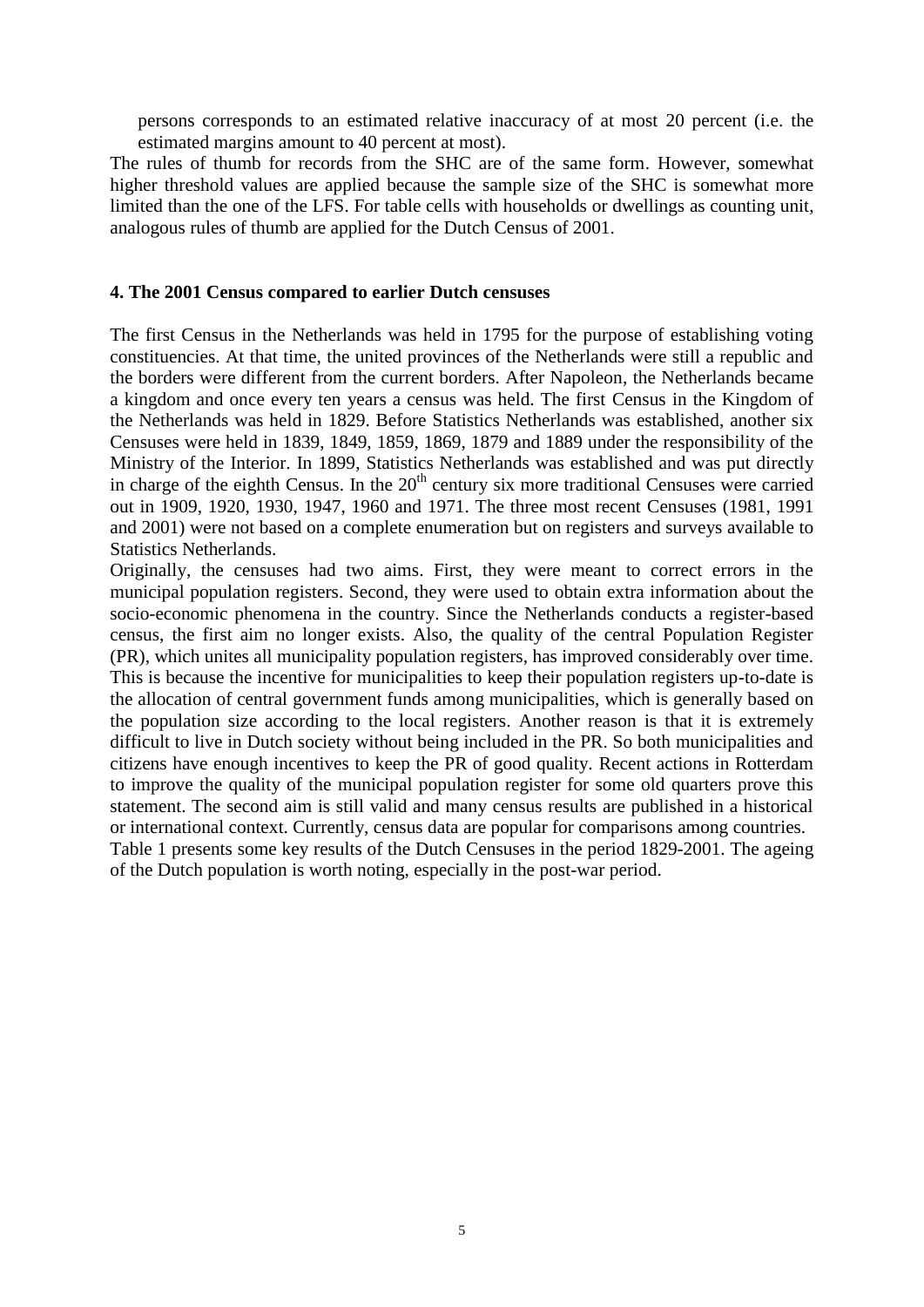persons corresponds to an estimated relative inaccuracy of at most 20 percent (i.e. the estimated margins amount to 40 percent at most).

The rules of thumb for records from the SHC are of the same form. However, somewhat higher threshold values are applied because the sample size of the SHC is somewhat more limited than the one of the LFS. For table cells with households or dwellings as counting unit, analogous rules of thumb are applied for the Dutch Census of 2001.

## 4. The 2001 Census compared to earlier Dutch censuses

The first Census in the Netherlands was held in 1795 for the purpose of establishing voting constituencies. At that time, the united provinces of the Netherlands were still a republic and the borders were different from the current borders. After Napoleon, the Netherlands became a kingdom and once every ten years a census was held. The first Census in the Kingdom of the Netherlands was held in 1829. Before Statistics Netherlands was established, another six Censuses were held in 1839, 1849, 1859, 1869, 1879 and 1889 under the responsibility of the Ministry of the Interior. In 1899, Statistics Netherlands was established and was put directly in charge of the eighth Census. In the 20th century six more traditional Censuses were carried out in 1909, 1920, 1930, 1947, 1960 and 1971. The three most recent Censuses (1981, 1991 and 2001) were not based on a complete enumeration but on registers and surveys available to Statistics Netherlands.

Originally, the censuses had two aims. First, they were meant to correct errors in the municipal population registers. Second, they were used to obtain extra information about the socio-economic phenomena in the country. Since the Netherlands conducts a register-based census, the first aim no longer exists. Also, the quality of the central Population Register (PR), which unites all municipality population registers, has improved considerably over time. This is because the incentive for municipalities to keep their population registers up-to-date is the allocation of central government funds among municipalities, which is generally based on the population size according to the local registers. Another reason is that it is extremely difficult to live in Dutch society without being included in the PR. So both municipalities and citizens have enough incentives to keep the PR of good quality. Recent actions in Rotterdam to improve the quality of the municipal population register for some old quarters prove this statement. The second aim is still valid and many census results are published in a historical or international context. Currently, census data are popular for comparisons among countries.

Table 1 presents some key results of the Dutch Censuses in the period 1829-2001. The ageing of the Dutch population is worth noting, especially in the post-war period.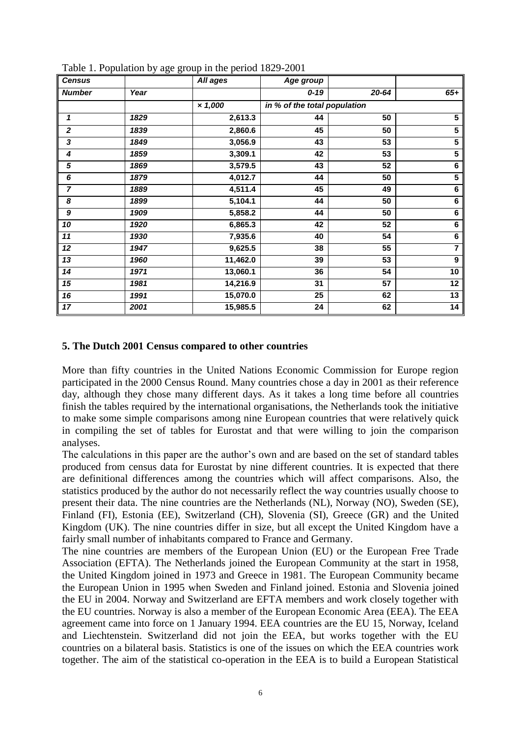Table 1. Population by age group in the period 1829-2001

| *Census* | | *All ages* | *Age group* | | |
|---|---|---|---|---|---|
| *Number* | *Year* | | *0-19* | *20-64* | *65+* |
| | | *× 1,000* | *in % of the total population* | | |
| *1* | *1829* | 2,613.3 | 44 | 50 | 5 |
| *2* | *1839* | 2,860.6 | 45 | 50 | 5 |
| *3* | *1849* | 3,056.9 | 43 | 53 | 5 |
| *4* | *1859* | 3,309.1 | 42 | 53 | 5 |
| *5* | *1869* | 3,579.5 | 43 | 52 | 6 |
| *6* | *1879* | 4,012.7 | 44 | 50 | 5 |
| *7* | *1889* | 4,511.4 | 45 | 49 | 6 |
| *8* | *1899* | 5,104.1 | 44 | 50 | 6 |
| *9* | *1909* | 5,858.2 | 44 | 50 | 6 |
| *10* | *1920* | 6,865.3 | 42 | 52 | 6 |
| *11* | *1930* | 7,935.6 | 40 | 54 | 6 |
| *12* | *1947* | 9,625.5 | 38 | 55 | 7 |
| *13* | *1960* | 11,462.0 | 39 | 53 | 9 |
| *14* | *1971* | 13,060.1 | 36 | 54 | 10 |
| *15* | *1981* | 14,216.9 | 31 | 57 | 12 |
| *16* | *1991* | 15,070.0 | 25 | 62 | 13 |
| *17* | *2001* | 15,985.5 | 24 | 62 | 14 |

## 5. The Dutch 2001 Census compared to other countries

More than fifty countries in the United Nations Economic Commission for Europe region participated in the 2000 Census Round. Many countries chose a day in 2001 as their reference day, although they chose many different days. As it takes a long time before all countries finish the tables required by the international organisations, the Netherlands took the initiative to make some simple comparisons among nine European countries that were relatively quick in compiling the set of tables for Eurostat and that were willing to join the comparison analyses.

The calculations in this paper are the author's own and are based on the set of standard tables produced from census data for Eurostat by nine different countries. It is expected that there are definitional differences among the countries which will affect comparisons. Also, the statistics produced by the author do not necessarily reflect the way countries usually choose to present their data. The nine countries are the Netherlands (NL), Norway (NO), Sweden (SE), Finland (FI), Estonia (EE), Switzerland (CH), Slovenia (SI), Greece (GR) and the United Kingdom (UK). The nine countries differ in size, but all except the United Kingdom have a fairly small number of inhabitants compared to France and Germany.

The nine countries are members of the European Union (EU) or the European Free Trade Association (EFTA). The Netherlands joined the European Community at the start in 1958, the United Kingdom joined in 1973 and Greece in 1981. The European Community became the European Union in 1995 when Sweden and Finland joined. Estonia and Slovenia joined the EU in 2004. Norway and Switzerland are EFTA members and work closely together with the EU countries. Norway is also a member of the European Economic Area (EEA). The EEA agreement came into force on 1 January 1994. EEA countries are the EU 15, Norway, Iceland and Liechtenstein. Switzerland did not join the EEA, but works together with the EU countries on a bilateral basis. Statistics is one of the issues on which the EEA countries work together. The aim of the statistical co-operation in the EEA is to build a European Statistical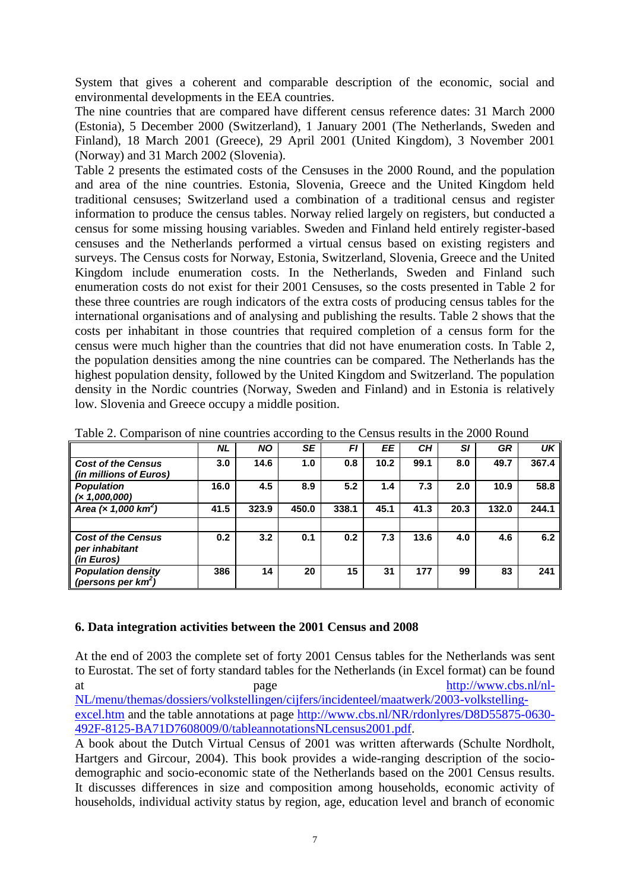System that gives a coherent and comparable description of the economic, social and environmental developments in the EEA countries.

The nine countries that are compared have different census reference dates: 31 March 2000 (Estonia), 5 December 2000 (Switzerland), 1 January 2001 (The Netherlands, Sweden and Finland), 18 March 2001 (Greece), 29 April 2001 (United Kingdom), 3 November 2001 (Norway) and 31 March 2002 (Slovenia).

Table 2 presents the estimated costs of the Censuses in the 2000 Round, and the population and area of the nine countries. Estonia, Slovenia, Greece and the United Kingdom held traditional censuses; Switzerland used a combination of a traditional census and register information to produce the census tables. Norway relied largely on registers, but conducted a census for some missing housing variables. Sweden and Finland held entirely register-based censuses and the Netherlands performed a virtual census based on existing registers and surveys. The Census costs for Norway, Estonia, Switzerland, Slovenia, Greece and the United Kingdom include enumeration costs. In the Netherlands, Sweden and Finland such enumeration costs do not exist for their 2001 Censuses, so the costs presented in Table 2 for these three countries are rough indicators of the extra costs of producing census tables for the international organisations and of analysing and publishing the results. Table 2 shows that the costs per inhabitant in those countries that required completion of a census form for the census were much higher than the countries that did not have enumeration costs. In Table 2, the population densities among the nine countries can be compared. The Netherlands has the highest population density, followed by the United Kingdom and Switzerland. The population density in the Nordic countries (Norway, Sweden and Finland) and in Estonia is relatively low. Slovenia and Greece occupy a middle position.

Table 2. Comparison of nine countries according to the Census results in the 2000 Round

| | *NL* | *NO* | *SE* | *FI* | *EE* | *CH* | *SI* | *GR* | *UK* |
|---|---|---|---|---|---|---|---|---|---|
| ***Cost of the Census (in millions of Euros)*** | **3.0** | **14.6** | **1.0** | **0.8** | **10.2** | **99.1** | **8.0** | **49.7** | **367.4** |
| ***Population (× 1,000,000)*** | **16.0** | **4.5** | **8.9** | **5.2** | **1.4** | **7.3** | **2.0** | **10.9** | **58.8** |
| ***Area (× 1,000 km²)*** | **41.5** | **323.9** | **450.0** | **338.1** | **45.1** | **41.3** | **20.3** | **132.0** | **244.1** |
| | | | | | | | | | |
| ***Cost of the Census per inhabitant (in Euros)*** | **0.2** | **3.2** | **0.1** | **0.2** | **7.3** | **13.6** | **4.0** | **4.6** | **6.2** |
| ***Population density (persons per km²)*** | **386** | **14** | **20** | **15** | **31** | **177** | **99** | **83** | **241** |

## 6. Data integration activities between the 2001 Census and 2008

At the end of 2003 the complete set of forty 2001 Census tables for the Netherlands was sent to Eurostat. The set of forty standard tables for the Netherlands (in Excel format) can be found at page http://www.cbs.nl/nl-NL/menu/themas/dossiers/volkstellingen/cijfers/incidenteel/maatwerk/2003-volkstelling-excel.htm and the table annotations at page http://www.cbs.nl/NR/rdonlyres/D8D55875-0630-492F-8125-BA71D7608009/0/tableannotationsNLcensus2001.pdf.

A book about the Dutch Virtual Census of 2001 was written afterwards (Schulte Nordholt, Hartgers and Gircour, 2004). This book provides a wide-ranging description of the socio-demographic and socio-economic state of the Netherlands based on the 2001 Census results. It discusses differences in size and composition among households, economic activity of households, individual activity status by region, age, education level and branch of economic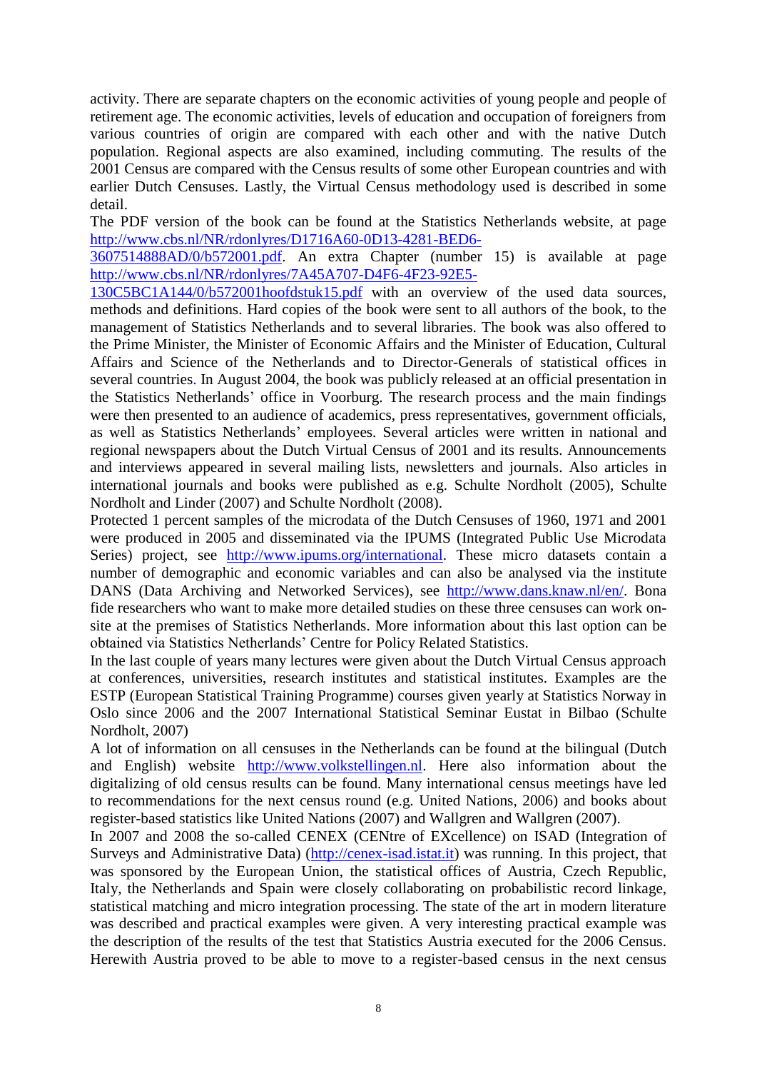activity. There are separate chapters on the economic activities of young people and people of retirement age. The economic activities, levels of education and occupation of foreigners from various countries of origin are compared with each other and with the native Dutch population. Regional aspects are also examined, including commuting. The results of the 2001 Census are compared with the Census results of some other European countries and with earlier Dutch Censuses. Lastly, the Virtual Census methodology used is described in some detail.

The PDF version of the book can be found at the Statistics Netherlands website, at page http://www.cbs.nl/NR/rdonlyres/D1716A60-0D13-4281-BED6-3607514888AD/0/b572001.pdf. An extra Chapter (number 15) is available at page http://www.cbs.nl/NR/rdonlyres/7A45A707-D4F6-4F23-92E5-130C5BC1A144/0/b572001hoofdstuk15.pdf with an overview of the used data sources, methods and definitions. Hard copies of the book were sent to all authors of the book, to the management of Statistics Netherlands and to several libraries. The book was also offered to the Prime Minister, the Minister of Economic Affairs and the Minister of Education, Cultural Affairs and Science of the Netherlands and to Director-Generals of statistical offices in several countries. In August 2004, the book was publicly released at an official presentation in the Statistics Netherlands' office in Voorburg. The research process and the main findings were then presented to an audience of academics, press representatives, government officials, as well as Statistics Netherlands' employees. Several articles were written in national and regional newspapers about the Dutch Virtual Census of 2001 and its results. Announcements and interviews appeared in several mailing lists, newsletters and journals. Also articles in international journals and books were published as e.g. Schulte Nordholt (2005), Schulte Nordholt and Linder (2007) and Schulte Nordholt (2008).

Protected 1 percent samples of the microdata of the Dutch Censuses of 1960, 1971 and 2001 were produced in 2005 and disseminated via the IPUMS (Integrated Public Use Microdata Series) project, see http://www.ipums.org/international. These micro datasets contain a number of demographic and economic variables and can also be analysed via the institute DANS (Data Archiving and Networked Services), see http://www.dans.knaw.nl/en/. Bona fide researchers who want to make more detailed studies on these three censuses can work on-site at the premises of Statistics Netherlands. More information about this last option can be obtained via Statistics Netherlands' Centre for Policy Related Statistics.

In the last couple of years many lectures were given about the Dutch Virtual Census approach at conferences, universities, research institutes and statistical institutes. Examples are the ESTP (European Statistical Training Programme) courses given yearly at Statistics Norway in Oslo since 2006 and the 2007 International Statistical Seminar Eustat in Bilbao (Schulte Nordholt, 2007)

A lot of information on all censuses in the Netherlands can be found at the bilingual (Dutch and English) website http://www.volkstellingen.nl. Here also information about the digitalizing of old census results can be found. Many international census meetings have led to recommendations for the next census round (e.g. United Nations, 2006) and books about register-based statistics like United Nations (2007) and Wallgren and Wallgren (2007).

In 2007 and 2008 the so-called CENEX (CENtre of EXcellence) on ISAD (Integration of Surveys and Administrative Data) (http://cenex-isad.istat.it) was running. In this project, that was sponsored by the European Union, the statistical offices of Austria, Czech Republic, Italy, the Netherlands and Spain were closely collaborating on probabilistic record linkage, statistical matching and micro integration processing. The state of the art in modern literature was described and practical examples were given. A very interesting practical example was the description of the results of the test that Statistics Austria executed for the 2006 Census. Herewith Austria proved to be able to move to a register-based census in the next census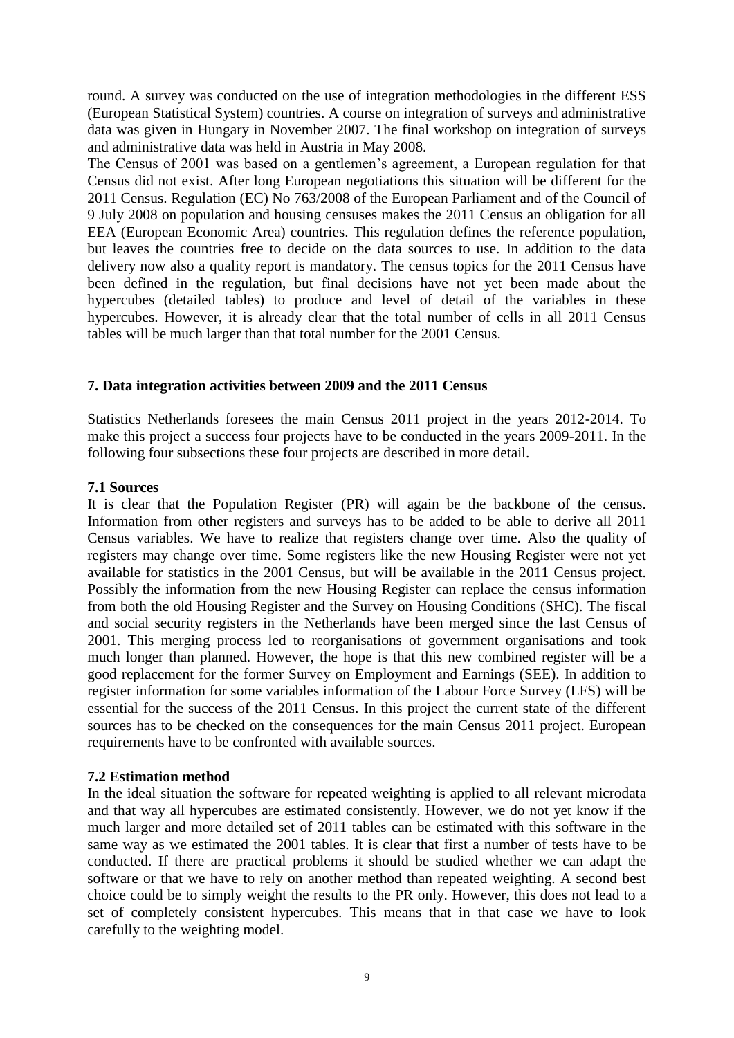round. A survey was conducted on the use of integration methodologies in the different ESS (European Statistical System) countries. A course on integration of surveys and administrative data was given in Hungary in November 2007. The final workshop on integration of surveys and administrative data was held in Austria in May 2008.

The Census of 2001 was based on a gentlemen's agreement, a European regulation for that Census did not exist. After long European negotiations this situation will be different for the 2011 Census. Regulation (EC) No 763/2008 of the European Parliament and of the Council of 9 July 2008 on population and housing censuses makes the 2011 Census an obligation for all EEA (European Economic Area) countries. This regulation defines the reference population, but leaves the countries free to decide on the data sources to use. In addition to the data delivery now also a quality report is mandatory. The census topics for the 2011 Census have been defined in the regulation, but final decisions have not yet been made about the hypercubes (detailed tables) to produce and level of detail of the variables in these hypercubes. However, it is already clear that the total number of cells in all 2011 Census tables will be much larger than that total number for the 2001 Census.

## 7. Data integration activities between 2009 and the 2011 Census

Statistics Netherlands foresees the main Census 2011 project in the years 2012-2014. To make this project a success four projects have to be conducted in the years 2009-2011. In the following four subsections these four projects are described in more detail.

### 7.1 Sources

It is clear that the Population Register (PR) will again be the backbone of the census. Information from other registers and surveys has to be added to be able to derive all 2011 Census variables. We have to realize that registers change over time. Also the quality of registers may change over time. Some registers like the new Housing Register were not yet available for statistics in the 2001 Census, but will be available in the 2011 Census project. Possibly the information from the new Housing Register can replace the census information from both the old Housing Register and the Survey on Housing Conditions (SHC). The fiscal and social security registers in the Netherlands have been merged since the last Census of 2001. This merging process led to reorganisations of government organisations and took much longer than planned. However, the hope is that this new combined register will be a good replacement for the former Survey on Employment and Earnings (SEE). In addition to register information for some variables information of the Labour Force Survey (LFS) will be essential for the success of the 2011 Census. In this project the current state of the different sources has to be checked on the consequences for the main Census 2011 project. European requirements have to be confronted with available sources.

### 7.2 Estimation method

In the ideal situation the software for repeated weighting is applied to all relevant microdata and that way all hypercubes are estimated consistently. However, we do not yet know if the much larger and more detailed set of 2011 tables can be estimated with this software in the same way as we estimated the 2001 tables. It is clear that first a number of tests have to be conducted. If there are practical problems it should be studied whether we can adapt the software or that we have to rely on another method than repeated weighting. A second best choice could be to simply weight the results to the PR only. However, this does not lead to a set of completely consistent hypercubes. This means that in that case we have to look carefully to the weighting model.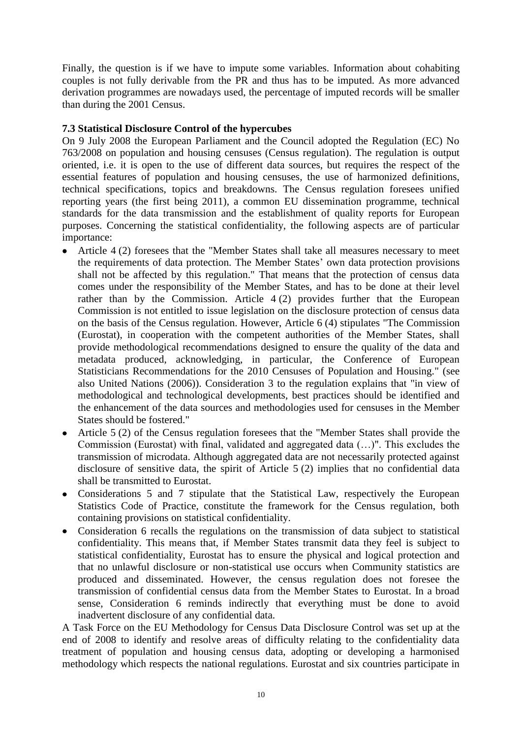Finally, the question is if we have to impute some variables. Information about cohabiting couples is not fully derivable from the PR and thus has to be imputed. As more advanced derivation programmes are nowadays used, the percentage of imputed records will be smaller than during the 2001 Census.

### 7.3 Statistical Disclosure Control of the hypercubes

On 9 July 2008 the European Parliament and the Council adopted the Regulation (EC) No 763/2008 on population and housing censuses (Census regulation). The regulation is output oriented, i.e. it is open to the use of different data sources, but requires the respect of the essential features of population and housing censuses, the use of harmonized definitions, technical specifications, topics and breakdowns. The Census regulation foresees unified reporting years (the first being 2011), a common EU dissemination programme, technical standards for the data transmission and the establishment of quality reports for European purposes. Concerning the statistical confidentiality, the following aspects are of particular importance:

- Article 4 (2) foresees that the "Member States shall take all measures necessary to meet the requirements of data protection. The Member States' own data protection provisions shall not be affected by this regulation." That means that the protection of census data comes under the responsibility of the Member States, and has to be done at their level rather than by the Commission. Article 4 (2) provides further that the European Commission is not entitled to issue legislation on the disclosure protection of census data on the basis of the Census regulation. However, Article 6 (4) stipulates "The Commission (Eurostat), in cooperation with the competent authorities of the Member States, shall provide methodological recommendations designed to ensure the quality of the data and metadata produced, acknowledging, in particular, the Conference of European Statisticians Recommendations for the 2010 Censuses of Population and Housing." (see also United Nations (2006)). Consideration 3 to the regulation explains that "in view of methodological and technological developments, best practices should be identified and the enhancement of the data sources and methodologies used for censuses in the Member States should be fostered."
- Article 5 (2) of the Census regulation foresees that the "Member States shall provide the Commission (Eurostat) with final, validated and aggregated data (…)". This excludes the transmission of microdata. Although aggregated data are not necessarily protected against disclosure of sensitive data, the spirit of Article 5 (2) implies that no confidential data shall be transmitted to Eurostat.
- Considerations 5 and 7 stipulate that the Statistical Law, respectively the European Statistics Code of Practice, constitute the framework for the Census regulation, both containing provisions on statistical confidentiality.
- Consideration 6 recalls the regulations on the transmission of data subject to statistical confidentiality. This means that, if Member States transmit data they feel is subject to statistical confidentiality, Eurostat has to ensure the physical and logical protection and that no unlawful disclosure or non-statistical use occurs when Community statistics are produced and disseminated. However, the census regulation does not foresee the transmission of confidential census data from the Member States to Eurostat. In a broad sense, Consideration 6 reminds indirectly that everything must be done to avoid inadvertent disclosure of any confidential data.

A Task Force on the EU Methodology for Census Data Disclosure Control was set up at the end of 2008 to identify and resolve areas of difficulty relating to the confidentiality data treatment of population and housing census data, adopting or developing a harmonised methodology which respects the national regulations. Eurostat and six countries participate in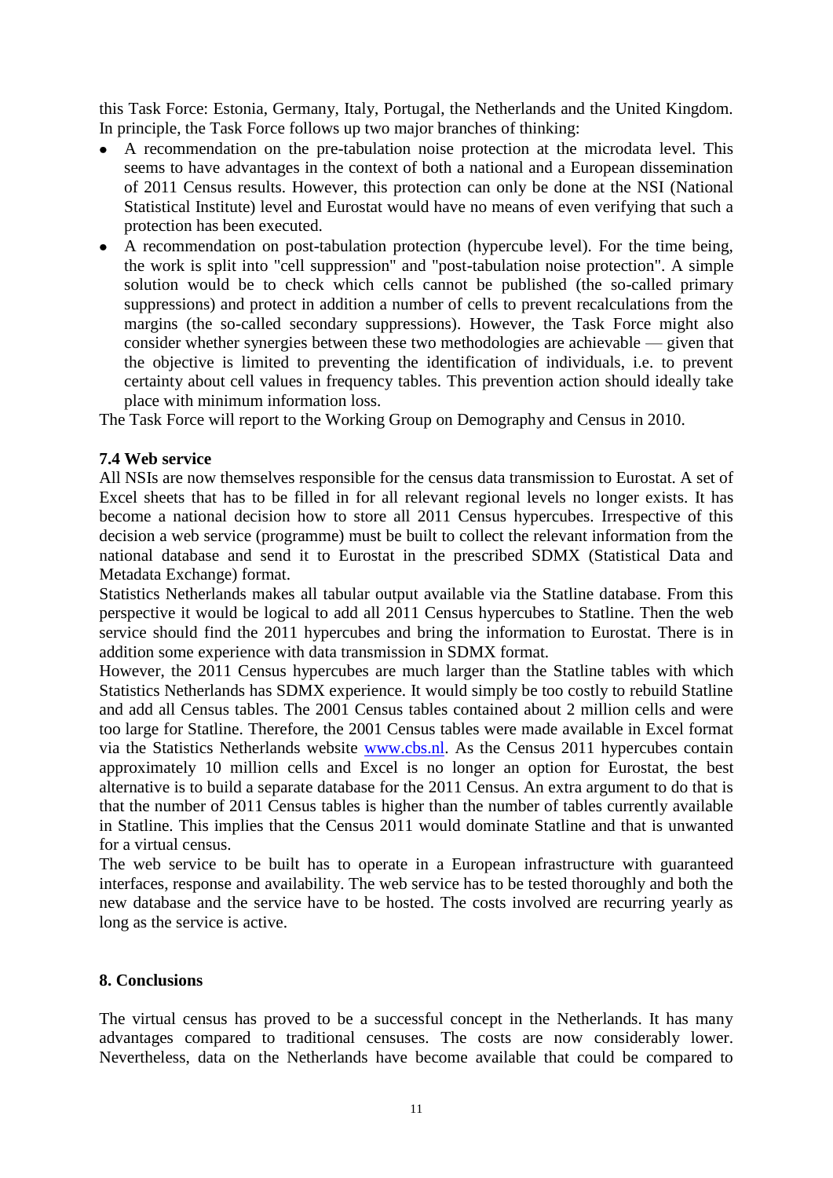this Task Force: Estonia, Germany, Italy, Portugal, the Netherlands and the United Kingdom. In principle, the Task Force follows up two major branches of thinking:

- A recommendation on the pre-tabulation noise protection at the microdata level. This seems to have advantages in the context of both a national and a European dissemination of 2011 Census results. However, this protection can only be done at the NSI (National Statistical Institute) level and Eurostat would have no means of even verifying that such a protection has been executed.
- A recommendation on post-tabulation protection (hypercube level). For the time being, the work is split into "cell suppression" and "post-tabulation noise protection". A simple solution would be to check which cells cannot be published (the so-called primary suppressions) and protect in addition a number of cells to prevent recalculations from the margins (the so-called secondary suppressions). However, the Task Force might also consider whether synergies between these two methodologies are achievable — given that the objective is limited to preventing the identification of individuals, i.e. to prevent certainty about cell values in frequency tables. This prevention action should ideally take place with minimum information loss.

The Task Force will report to the Working Group on Demography and Census in 2010.

### 7.4 Web service

All NSIs are now themselves responsible for the census data transmission to Eurostat. A set of Excel sheets that has to be filled in for all relevant regional levels no longer exists. It has become a national decision how to store all 2011 Census hypercubes. Irrespective of this decision a web service (programme) must be built to collect the relevant information from the national database and send it to Eurostat in the prescribed SDMX (Statistical Data and Metadata Exchange) format.

Statistics Netherlands makes all tabular output available via the Statline database. From this perspective it would be logical to add all 2011 Census hypercubes to Statline. Then the web service should find the 2011 hypercubes and bring the information to Eurostat. There is in addition some experience with data transmission in SDMX format.

However, the 2011 Census hypercubes are much larger than the Statline tables with which Statistics Netherlands has SDMX experience. It would simply be too costly to rebuild Statline and add all Census tables. The 2001 Census tables contained about 2 million cells and were too large for Statline. Therefore, the 2001 Census tables were made available in Excel format via the Statistics Netherlands website www.cbs.nl. As the Census 2011 hypercubes contain approximately 10 million cells and Excel is no longer an option for Eurostat, the best alternative is to build a separate database for the 2011 Census. An extra argument to do that is that the number of 2011 Census tables is higher than the number of tables currently available in Statline. This implies that the Census 2011 would dominate Statline and that is unwanted for a virtual census.

The web service to be built has to operate in a European infrastructure with guaranteed interfaces, response and availability. The web service has to be tested thoroughly and both the new database and the service have to be hosted. The costs involved are recurring yearly as long as the service is active.

## 8. Conclusions

The virtual census has proved to be a successful concept in the Netherlands. It has many advantages compared to traditional censuses. The costs are now considerably lower. Nevertheless, data on the Netherlands have become available that could be compared to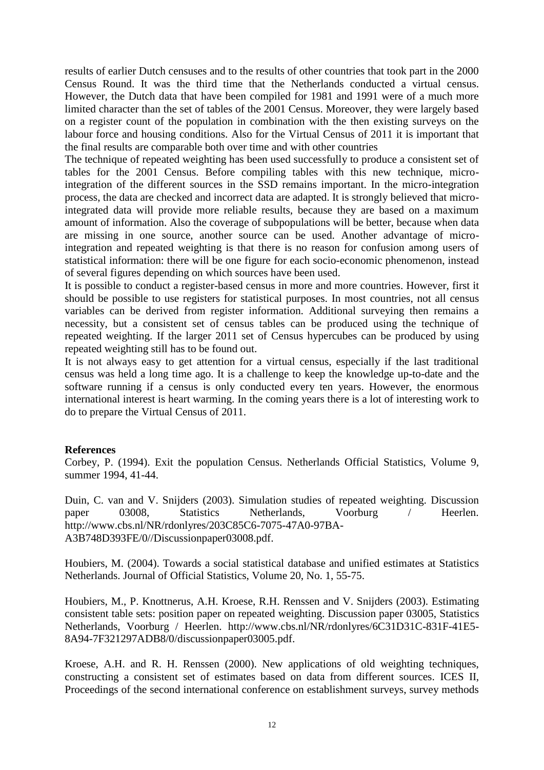results of earlier Dutch censuses and to the results of other countries that took part in the 2000 Census Round. It was the third time that the Netherlands conducted a virtual census. However, the Dutch data that have been compiled for 1981 and 1991 were of a much more limited character than the set of tables of the 2001 Census. Moreover, they were largely based on a register count of the population in combination with the then existing surveys on the labour force and housing conditions. Also for the Virtual Census of 2011 it is important that the final results are comparable both over time and with other countries

The technique of repeated weighting has been used successfully to produce a consistent set of tables for the 2001 Census. Before compiling tables with this new technique, micro-integration of the different sources in the SSD remains important. In the micro-integration process, the data are checked and incorrect data are adapted. It is strongly believed that micro-integrated data will provide more reliable results, because they are based on a maximum amount of information. Also the coverage of subpopulations will be better, because when data are missing in one source, another source can be used. Another advantage of micro-integration and repeated weighting is that there is no reason for confusion among users of statistical information: there will be one figure for each socio-economic phenomenon, instead of several figures depending on which sources have been used.

It is possible to conduct a register-based census in more and more countries. However, first it should be possible to use registers for statistical purposes. In most countries, not all census variables can be derived from register information. Additional surveying then remains a necessity, but a consistent set of census tables can be produced using the technique of repeated weighting. If the larger 2011 set of Census hypercubes can be produced by using repeated weighting still has to be found out.

It is not always easy to get attention for a virtual census, especially if the last traditional census was held a long time ago. It is a challenge to keep the knowledge up-to-date and the software running if a census is only conducted every ten years. However, the enormous international interest is heart warming. In the coming years there is a lot of interesting work to do to prepare the Virtual Census of 2011.

**References**

Corbey, P. (1994). Exit the population Census. Netherlands Official Statistics, Volume 9, summer 1994, 41-44.

Duin, C. van and V. Snijders (2003). Simulation studies of repeated weighting. Discussion paper 03008, Statistics Netherlands, Voorburg / Heerlen. http://www.cbs.nl/NR/rdonlyres/203C85C6-7075-47A0-97BA-A3B748D393FE/0//Discussionpaper03008.pdf.

Houbiers, M. (2004). Towards a social statistical database and unified estimates at Statistics Netherlands. Journal of Official Statistics, Volume 20, No. 1, 55-75.

Houbiers, M., P. Knottnerus, A.H. Kroese, R.H. Renssen and V. Snijders (2003). Estimating consistent table sets: position paper on repeated weighting. Discussion paper 03005, Statistics Netherlands, Voorburg / Heerlen. http://www.cbs.nl/NR/rdonlyres/6C31D31C-831F-41E5-8A94-7F321297ADB8/0/discussionpaper03005.pdf.

Kroese, A.H. and R. H. Renssen (2000). New applications of old weighting techniques, constructing a consistent set of estimates based on data from different sources. ICES II, Proceedings of the second international conference on establishment surveys, survey methods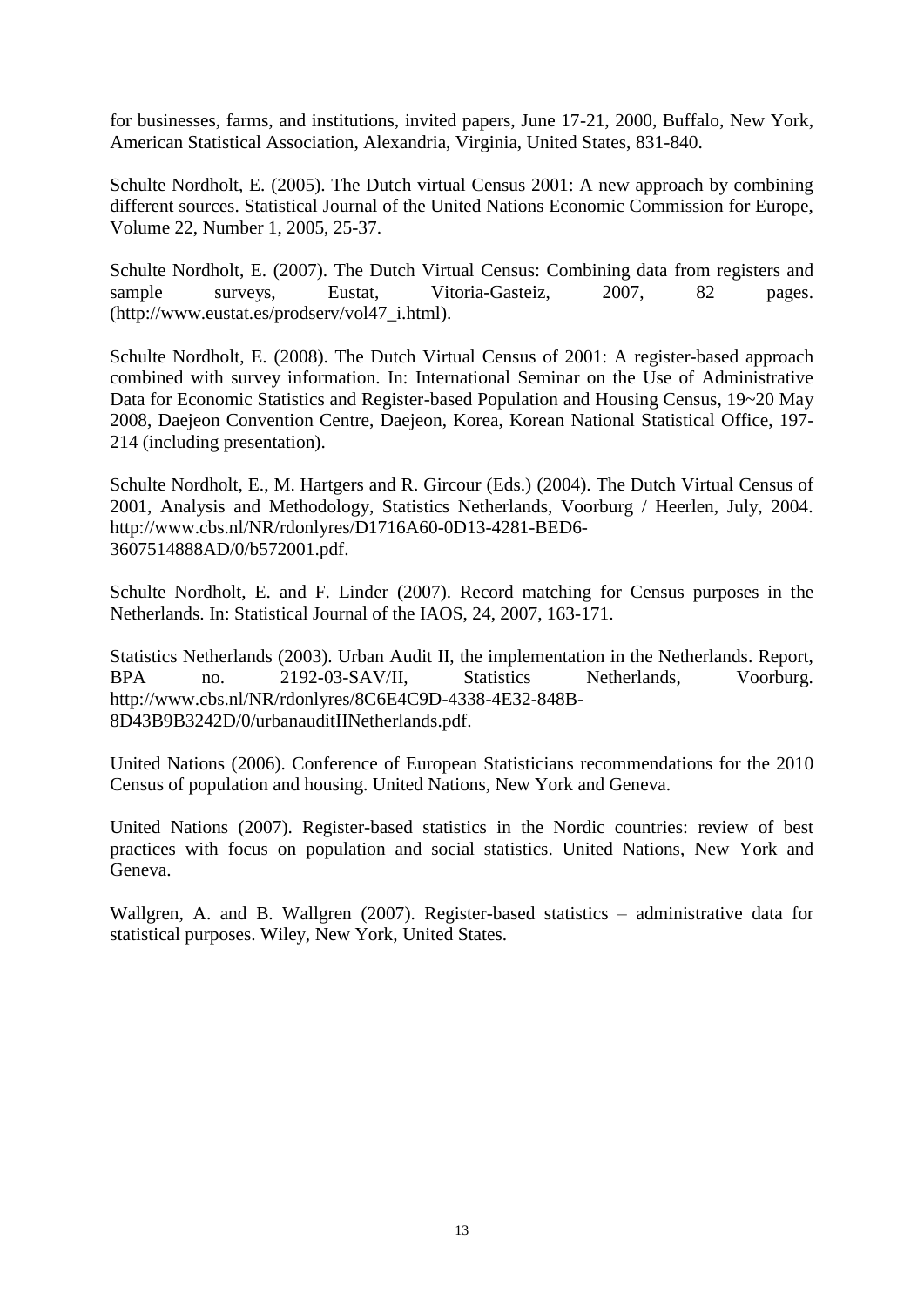for businesses, farms, and institutions, invited papers, June 17-21, 2000, Buffalo, New York, American Statistical Association, Alexandria, Virginia, United States, 831-840.

Schulte Nordholt, E. (2005). The Dutch virtual Census 2001: A new approach by combining different sources. Statistical Journal of the United Nations Economic Commission for Europe, Volume 22, Number 1, 2005, 25-37.

Schulte Nordholt, E. (2007). The Dutch Virtual Census: Combining data from registers and sample surveys, Eustat, Vitoria-Gasteiz, 2007, 82 pages. (http://www.eustat.es/prodserv/vol47_i.html).

Schulte Nordholt, E. (2008). The Dutch Virtual Census of 2001: A register-based approach combined with survey information. In: International Seminar on the Use of Administrative Data for Economic Statistics and Register-based Population and Housing Census, 19~20 May 2008, Daejeon Convention Centre, Daejeon, Korea, Korean National Statistical Office, 197-214 (including presentation).

Schulte Nordholt, E., M. Hartgers and R. Gircour (Eds.) (2004). The Dutch Virtual Census of 2001, Analysis and Methodology, Statistics Netherlands, Voorburg / Heerlen, July, 2004. http://www.cbs.nl/NR/rdonlyres/D1716A60-0D13-4281-BED6-3607514888AD/0/b572001.pdf.

Schulte Nordholt, E. and F. Linder (2007). Record matching for Census purposes in the Netherlands. In: Statistical Journal of the IAOS, 24, 2007, 163-171.

Statistics Netherlands (2003). Urban Audit II, the implementation in the Netherlands. Report, BPA no. 2192-03-SAV/II, Statistics Netherlands, Voorburg. http://www.cbs.nl/NR/rdonlyres/8C6E4C9D-4338-4E32-848B-8D43B9B3242D/0/urbanauditIINetherlands.pdf.

United Nations (2006). Conference of European Statisticians recommendations for the 2010 Census of population and housing. United Nations, New York and Geneva.

United Nations (2007). Register-based statistics in the Nordic countries: review of best practices with focus on population and social statistics. United Nations, New York and Geneva.

Wallgren, A. and B. Wallgren (2007). Register-based statistics – administrative data for statistical purposes. Wiley, New York, United States.